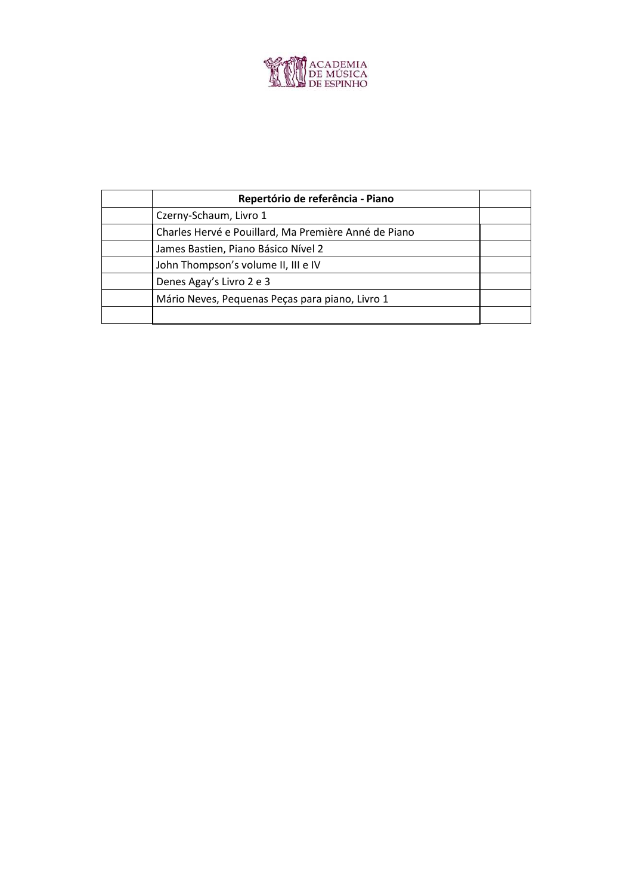ACADEMIA DE MÚSICA DE ESPINHO

| | Repertório de referência - Piano | |
|---|---|---|
| | Czerny-Schaum, Livro 1 | |
| | Charles Hervé e Pouillard, Ma Première Anné de Piano | |
| | James Bastien, Piano Básico Nível 2 | |
| | John Thompson's volume II, III e IV | |
| | Denes Agay's Livro 2 e 3 | |
| | Mário Neves, Pequenas Peças para piano, Livro 1 | |
| | | |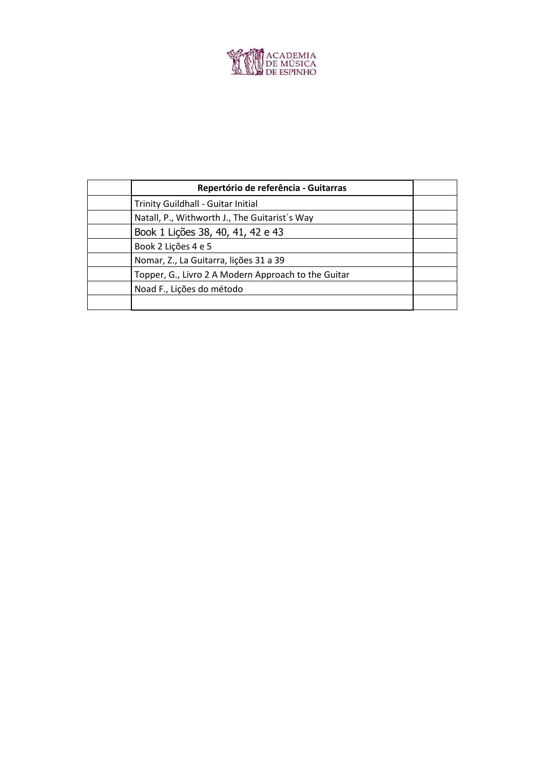| | Repertório de referência - Guitarras | |
|---|---|---|
| | Trinity Guildhall - Guitar Initial | |
| | Natall, P., Withworth J., The Guitarist´s Way | |
| | Book 1 Lições 38, 40, 41, 42 e 43 | |
| | Book 2 Lições 4 e 5 | |
| | Nomar, Z., La Guitarra, lições 31 a 39 | |
| | Topper, G., Livro 2 A Modern Approach to the Guitar | |
| | Noad F., Lições do método | |
| | | |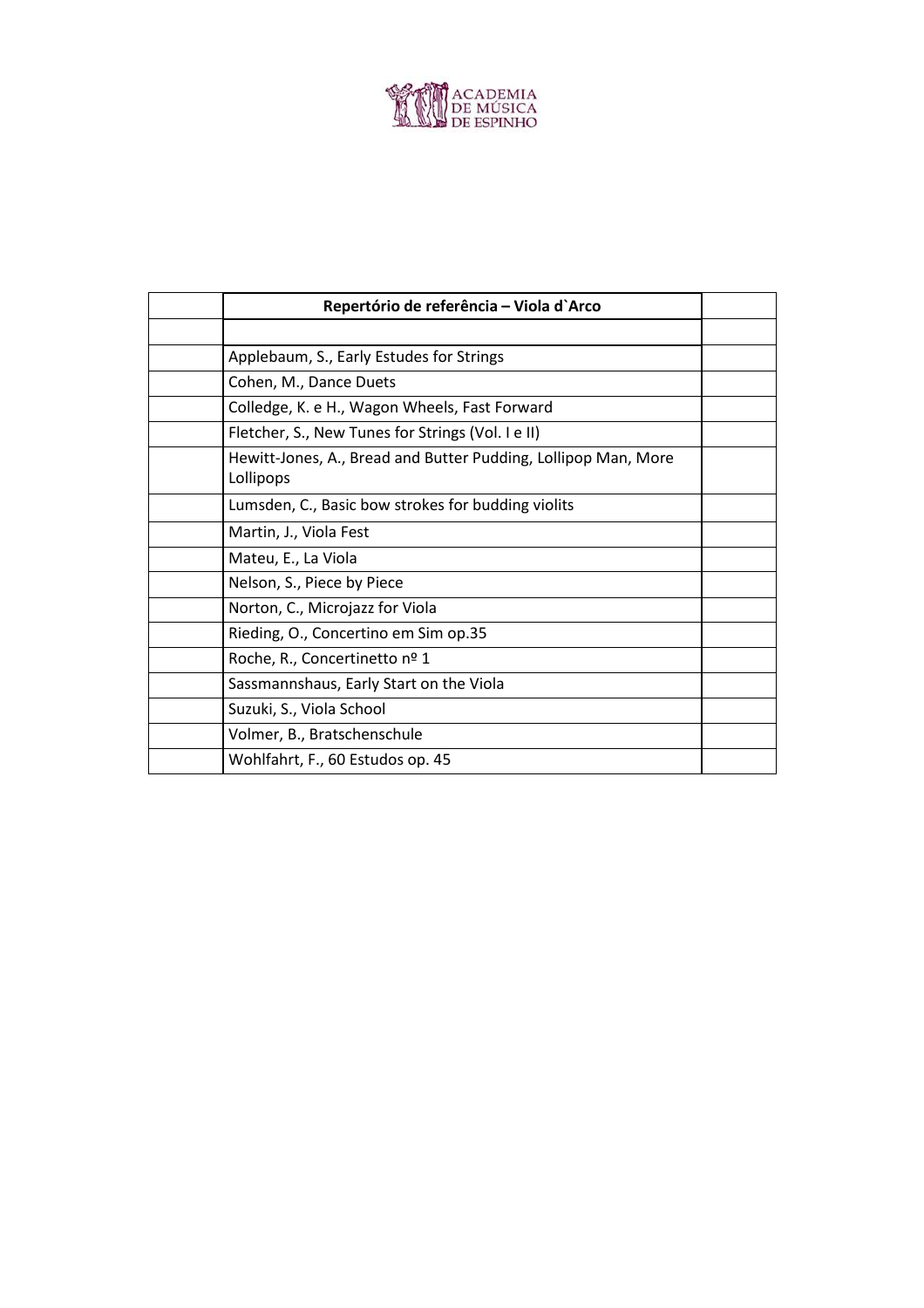| | Repertório de referência – Viola d`Arco | |
|---|---|---|
| | | |
| | Applebaum, S., Early Estudes for Strings | |
| | Cohen, M., Dance Duets | |
| | Colledge, K. e H., Wagon Wheels, Fast Forward | |
| | Fletcher, S., New Tunes for Strings (Vol. I e II) | |
| | Hewitt-Jones, A., Bread and Butter Pudding, Lollipop Man, More Lollipops | |
| | Lumsden, C., Basic bow strokes for budding violits | |
| | Martin, J., Viola Fest | |
| | Mateu, E., La Viola | |
| | Nelson, S., Piece by Piece | |
| | Norton, C., Microjazz for Viola | |
| | Rieding, O., Concertino em Sim op.35 | |
| | Roche, R., Concertinetto nº 1 | |
| | Sassmannshaus, Early Start on the Viola | |
| | Suzuki, S., Viola School | |
| | Volmer, B., Bratschenschule | |
| | Wohlfahrt, F., 60 Estudos op. 45 | |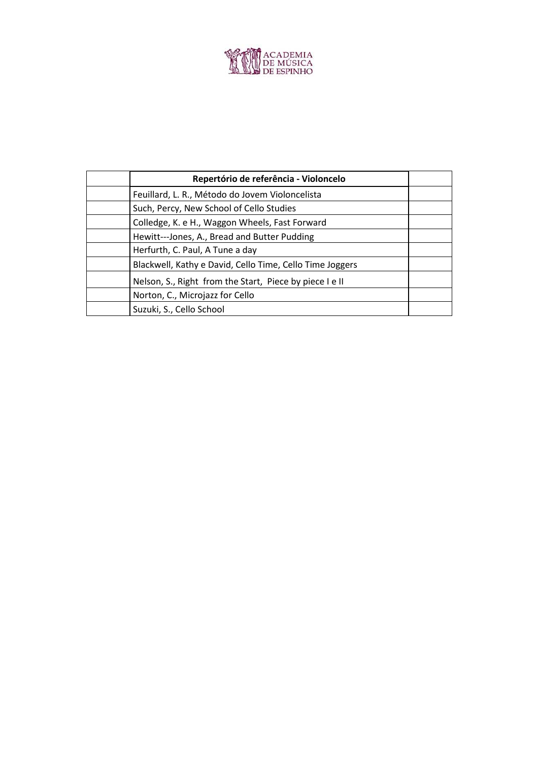| | Repertório de referência - Violoncelo | |
|---|---|---|
| | Feuillard, L. R., Método do Jovem Violoncelista | |
| | Such, Percy, New School of Cello Studies | |
| | Colledge, K. e H., Waggon Wheels, Fast Forward | |
| | Hewitt---Jones, A., Bread and Butter Pudding | |
| | Herfurth, C. Paul, A Tune a day | |
| | Blackwell, Kathy e David, Cello Time, Cello Time Joggers | |
| | Nelson, S., Right from the Start, Piece by piece I e II | |
| | Norton, C., Microjazz for Cello | |
| | Suzuki, S., Cello School | |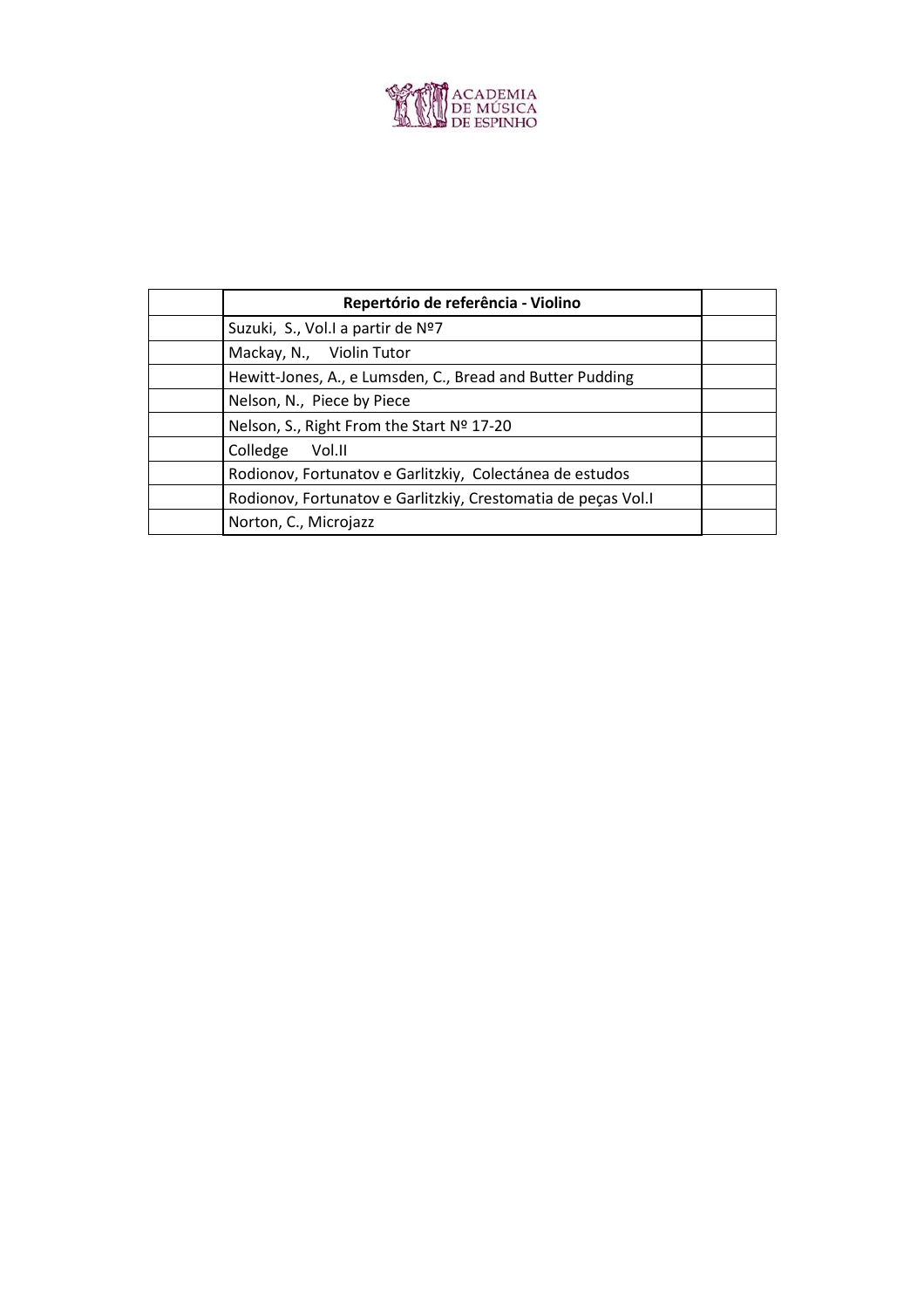| Repertório de referência - Violino |
|---|
| Suzuki,  S., Vol.I a partir de Nº7 |
| Mackay, N.,     Violin Tutor |
| Hewitt-Jones, A., e Lumsden, C., Bread and Butter Pudding |
| Nelson, N.,  Piece by Piece |
| Nelson, S., Right From the Start Nº 17-20 |
| Colledge     Vol.II |
| Rodionov, Fortunatov e Garlitzkiy,  Colectánea de estudos |
| Rodionov, Fortunatov e Garlitzkiy, Crestomatia de peças Vol.I |
| Norton, C., Microjazz |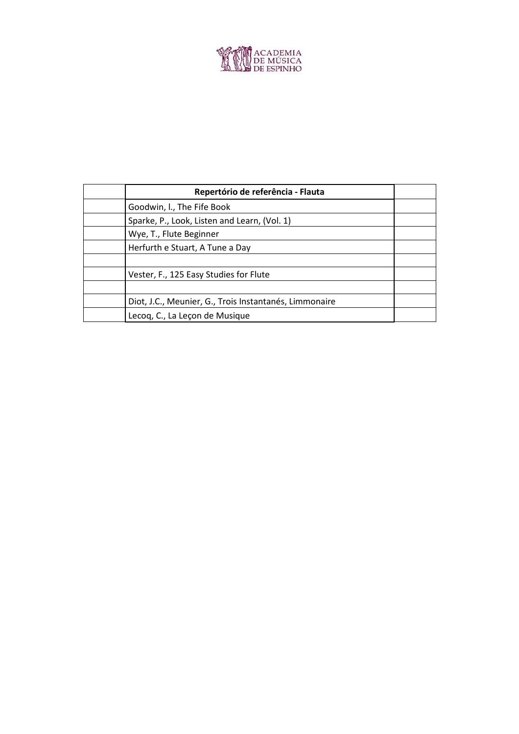| | Repertório de referência - Flauta | |
|---|---|---|
| | Goodwin, l., The Fife Book | |
| | Sparke, P., Look, Listen and Learn, (Vol. 1) | |
| | Wye, T., Flute Beginner | |
| | Herfurth e Stuart, A Tune a Day | |
| | | |
| | Vester, F., 125 Easy Studies for Flute | |
| | | |
| | Diot, J.C., Meunier, G., Trois Instantanés, Limmonaire | |
| | Lecoq, C., La Leçon de Musique | |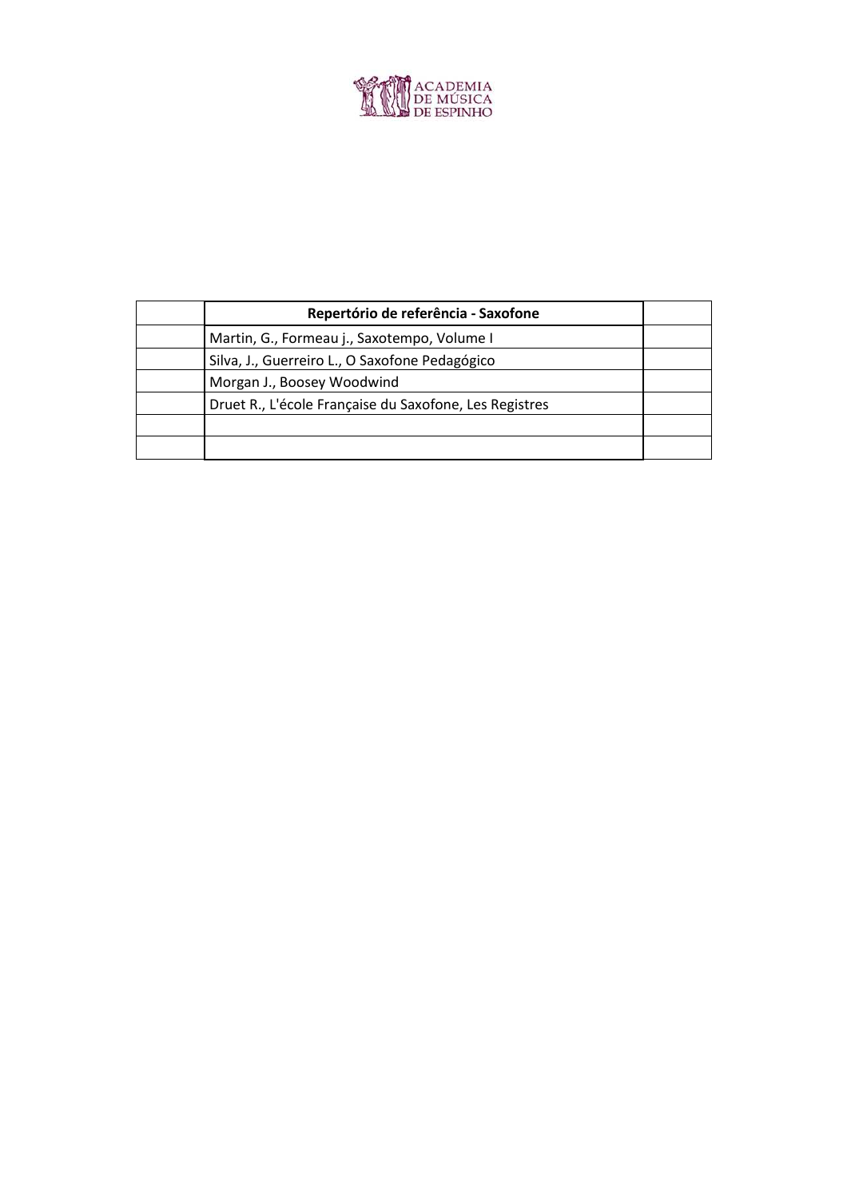| | Repertório de referência - Saxofone | |
|---|---|---|
| | Martin, G., Formeau j., Saxotempo, Volume I | |
| | Silva, J., Guerreiro L., O Saxofone Pedagógico | |
| | Morgan J., Boosey Woodwind | |
| | Druet R., L'école Française du Saxofone, Les Registres | |
| | | |
| | | |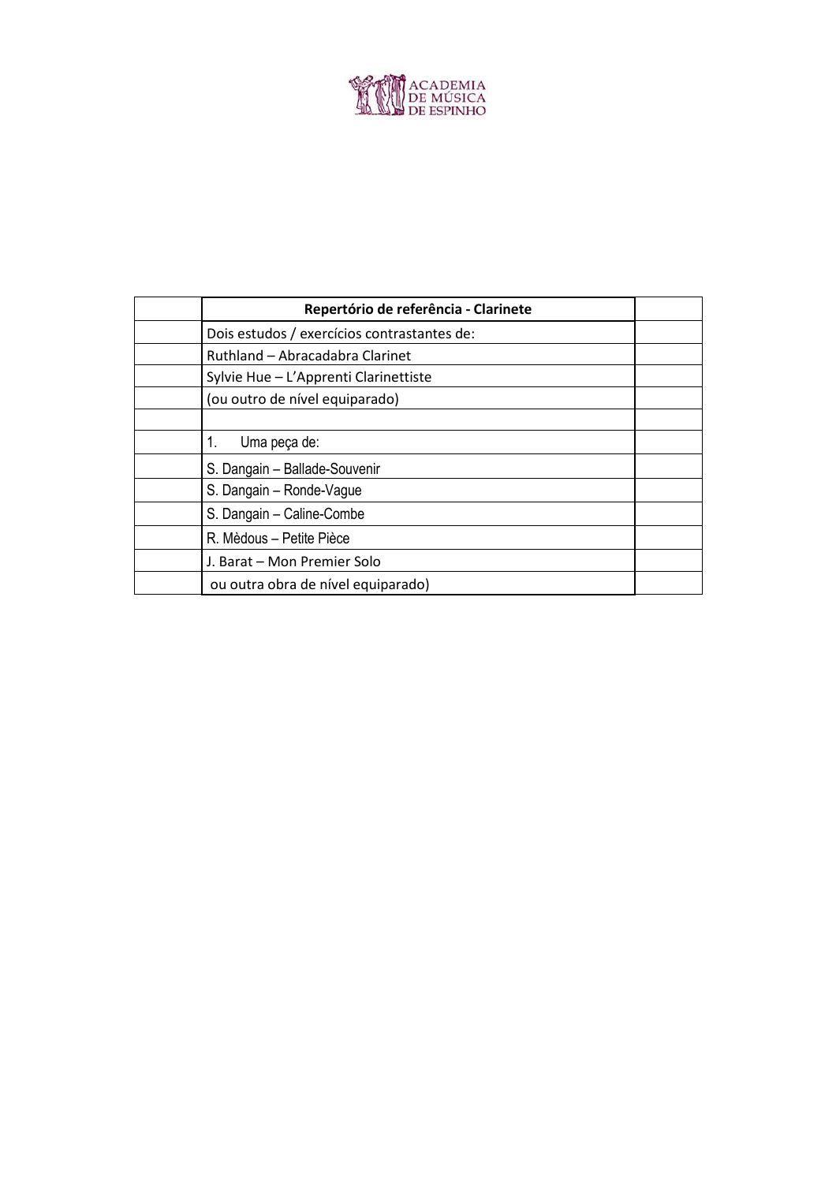| | Repertório de referência - Clarinete | |
|---|---|---|
| | Dois estudos / exercícios contrastantes de: | |
| | Ruthland – Abracadabra Clarinet | |
| | Sylvie Hue – L'Apprenti Clarinettiste | |
| | (ou outro de nível equiparado) | |
| | | |
| | 1. Uma peça de: | |
| | S. Dangain – Ballade-Souvenir | |
| | S. Dangain – Ronde-Vague | |
| | S. Dangain – Caline-Combe | |
| | R. Mèdous – Petite Pièce | |
| | J. Barat – Mon Premier Solo | |
| | ou outra obra de nível equiparado) | |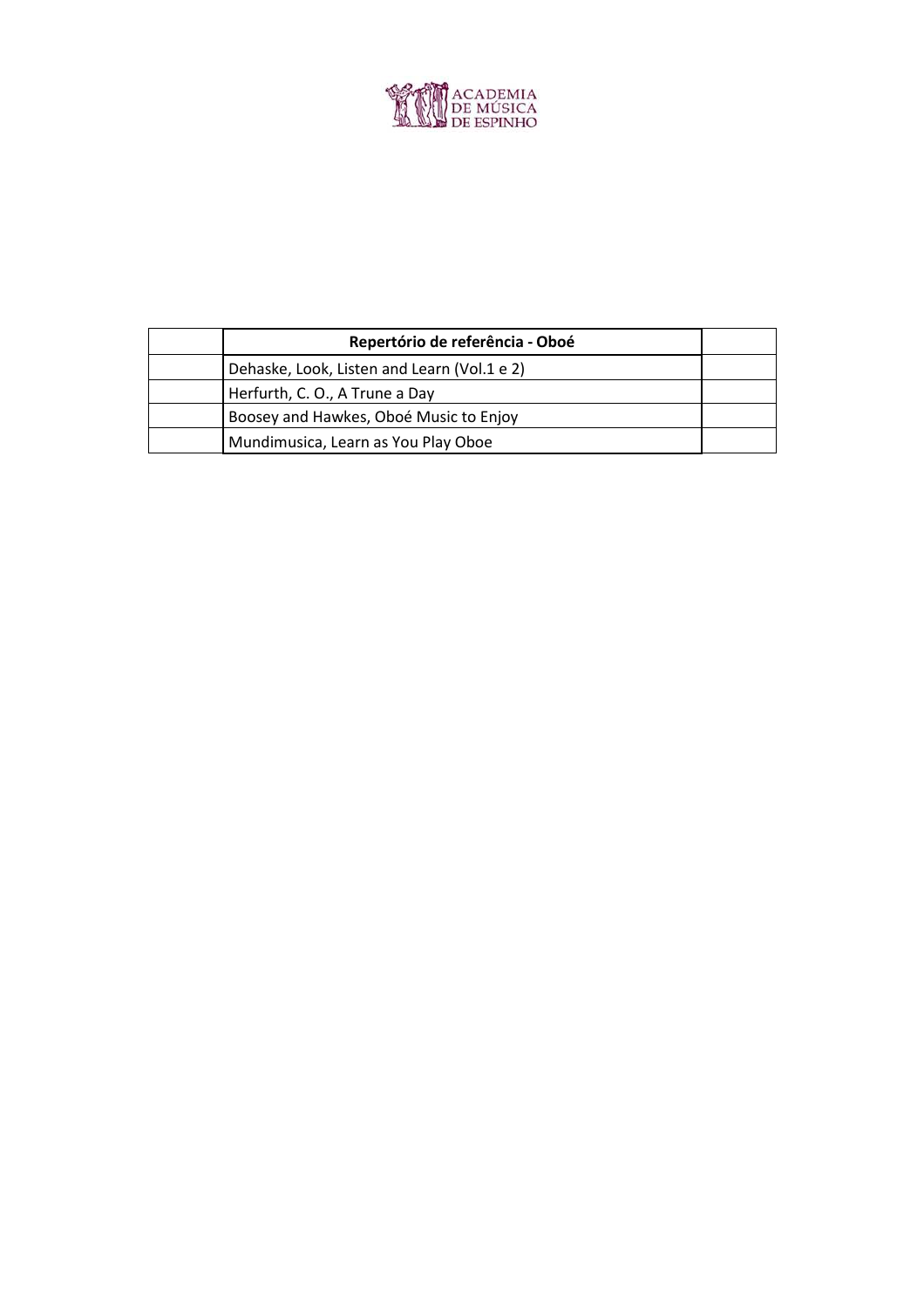| | Repertório de referência - Oboé | |
|---|---|---|
| | Dehaske, Look, Listen and Learn (Vol.1 e 2) | |
| | Herfurth, C. O., A Trune a Day | |
| | Boosey and Hawkes, Oboé Music to Enjoy | |
| | Mundimusica, Learn as You Play Oboe | |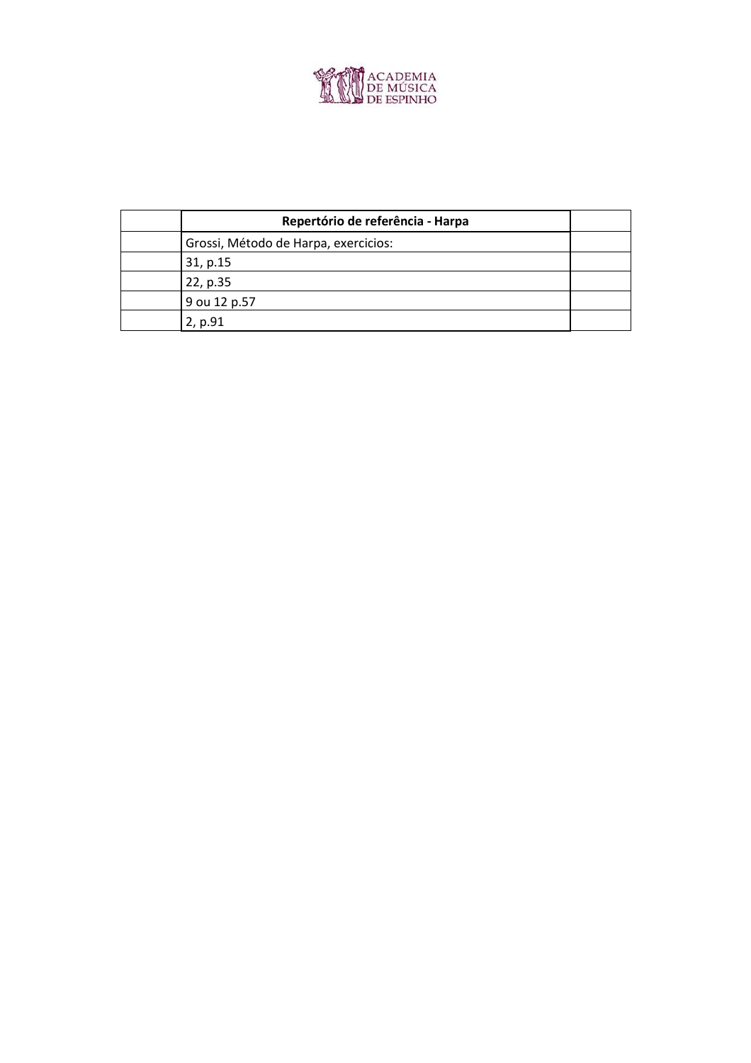| | Repertório de referência - Harpa | |
|---|---|---|
| | Grossi, Método de Harpa, exercicios: | |
| | 31, p.15 | |
| | 22, p.35 | |
| | 9 ou 12 p.57 | |
| | 2, p.91 | |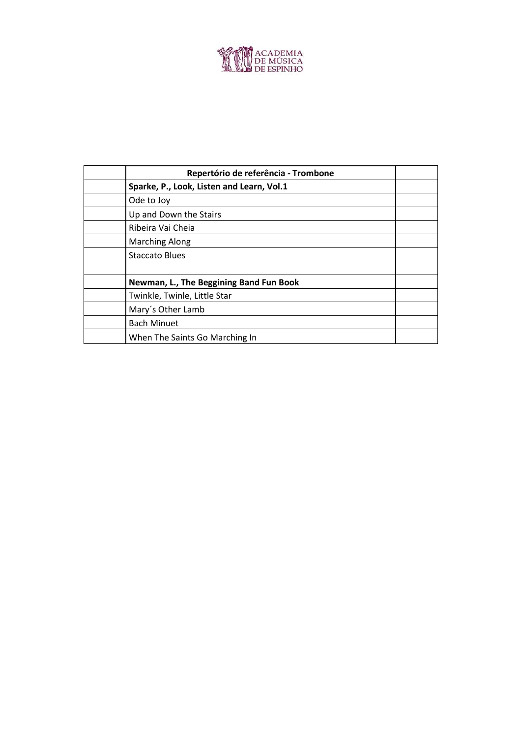| | Repertório de referência - Trombone | |
|---|---|---|
| | **Sparke, P., Look, Listen and Learn, Vol.1** | |
| | Ode to Joy | |
| | Up and Down the Stairs | |
| | Ribeira Vai Cheia | |
| | Marching Along | |
| | Staccato Blues | |
| | | |
| | **Newman, L., The Beggining Band Fun Book** | |
| | Twinkle, Twinle, Little Star | |
| | Mary´s Other Lamb | |
| | Bach Minuet | |
| | When The Saints Go Marching In | |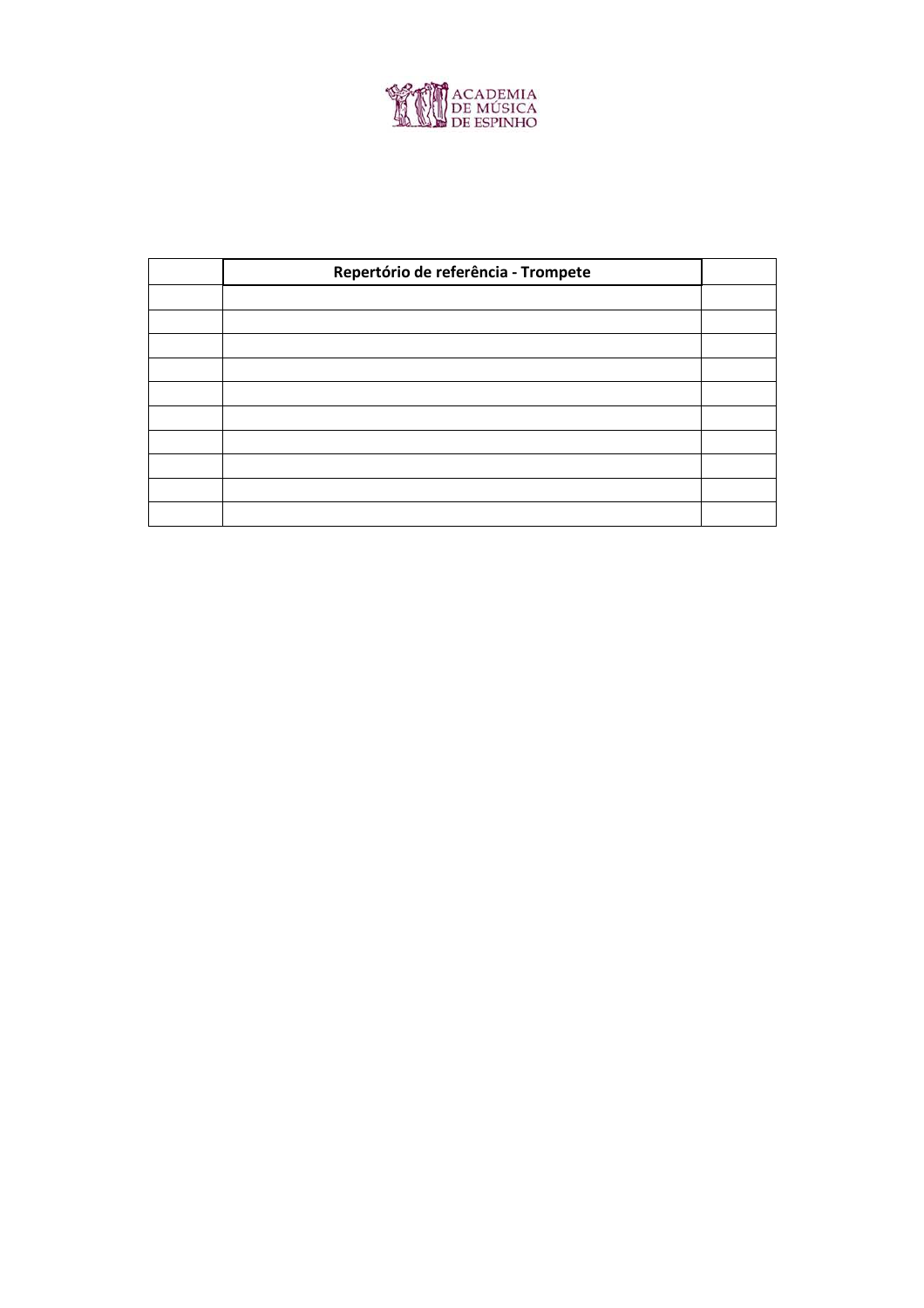ACADEMIA DE MÚSICA DE ESPINHO

| | Repertório de referência - Trompete | |
|---|---|---|
| | | |
| | | |
| | | |
| | | |
| | | |
| | | |
| | | |
| | | |
| | | |
| | | |